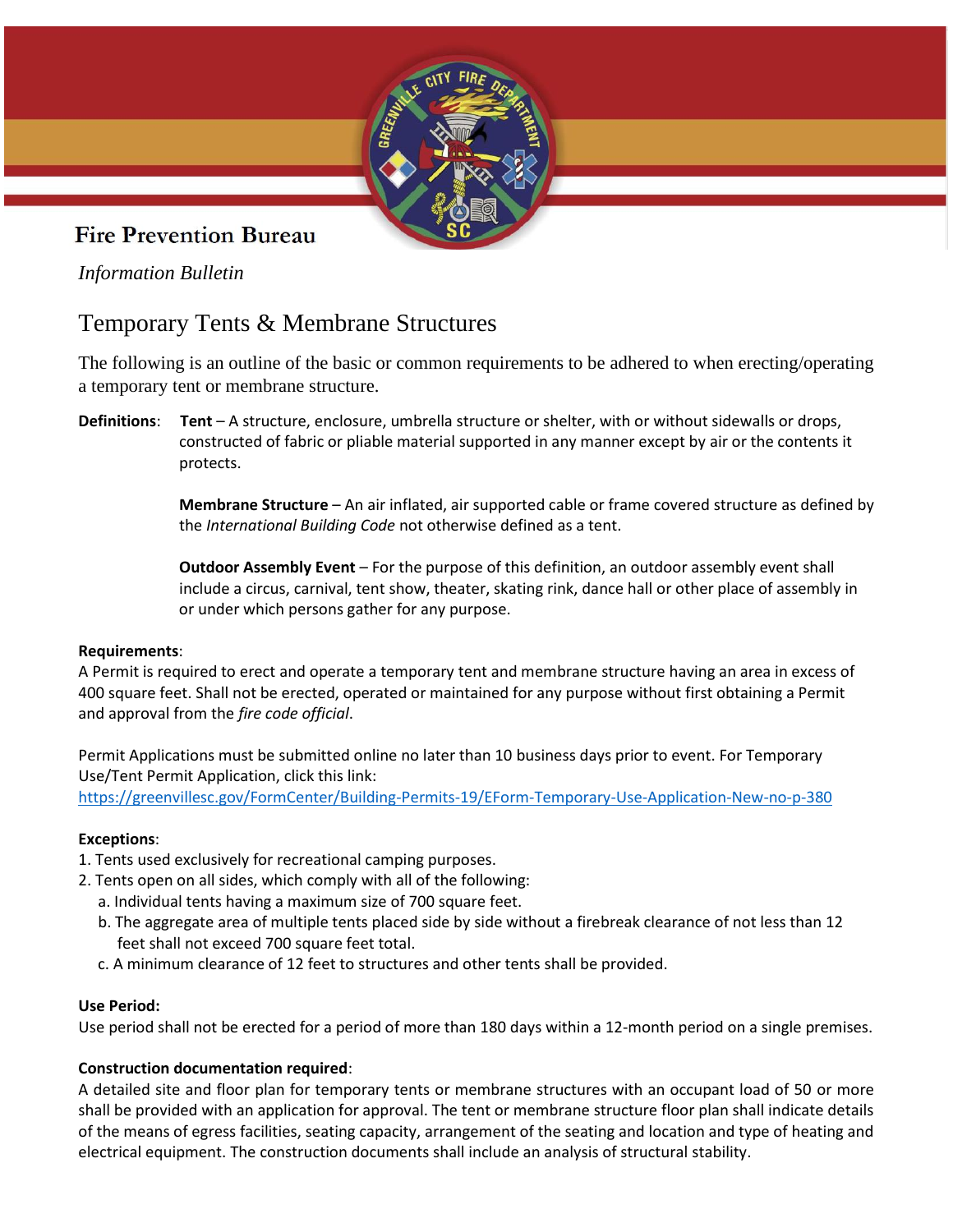Fire Prevention Bureau

*Information Bulletin*

# Temporary Tents & Membrane Structures

The following is an outline of the basic or common requirements to be adhered to when erecting/operating a temporary tent or membrane structure.

**Definitions**: **Tent** – A structure, enclosure, umbrella structure or shelter, with or without sidewalls or drops, constructed of fabric or pliable material supported in any manner except by air or the contents it protects.

**Membrane Structure** – An air inflated, air supported cable or frame covered structure as defined by the *International Building Code* not otherwise defined as a tent.

**Outdoor Assembly Event** – For the purpose of this definition, an outdoor assembly event shall include a circus, carnival, tent show, theater, skating rink, dance hall or other place of assembly in or under which persons gather for any purpose.

**Requirements**:
A Permit is required to erect and operate a temporary tent and membrane structure having an area in excess of 400 square feet. Shall not be erected, operated or maintained for any purpose without first obtaining a Permit and approval from the *fire code official*.

Permit Applications must be submitted online no later than 10 business days prior to event. For Temporary Use/Tent Permit Application, click this link:
https://greenvillesc.gov/FormCenter/Building-Permits-19/EForm-Temporary-Use-Application-New-no-p-380

**Exceptions**:
1. Tents used exclusively for recreational camping purposes.
2. Tents open on all sides, which comply with all of the following:
   a. Individual tents having a maximum size of 700 square feet.
   b. The aggregate area of multiple tents placed side by side without a firebreak clearance of not less than 12 feet shall not exceed 700 square feet total.
   c. A minimum clearance of 12 feet to structures and other tents shall be provided.

**Use Period:**
Use period shall not be erected for a period of more than 180 days within a 12-month period on a single premises.

**Construction documentation required**:
A detailed site and floor plan for temporary tents or membrane structures with an occupant load of 50 or more shall be provided with an application for approval. The tent or membrane structure floor plan shall indicate details of the means of egress facilities, seating capacity, arrangement of the seating and location and type of heating and electrical equipment. The construction documents shall include an analysis of structural stability.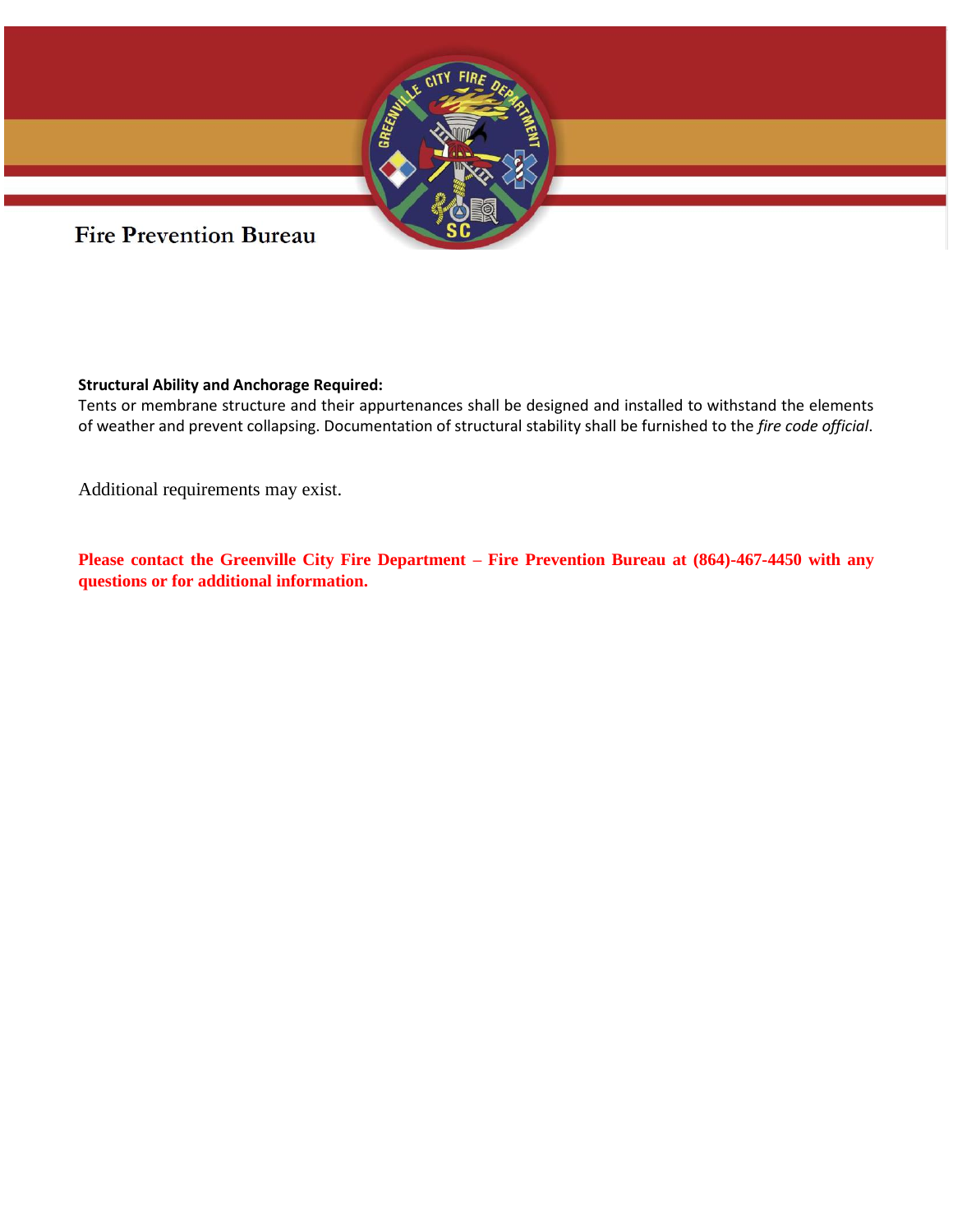**Structural Ability and Anchorage Required:**
Tents or membrane structure and their appurtenances shall be designed and installed to withstand the elements of weather and prevent collapsing. Documentation of structural stability shall be furnished to the *fire code official*.

Additional requirements may exist.

**Please contact the Greenville City Fire Department – Fire Prevention Bureau at (864)-467-4450 with any questions or for additional information.**